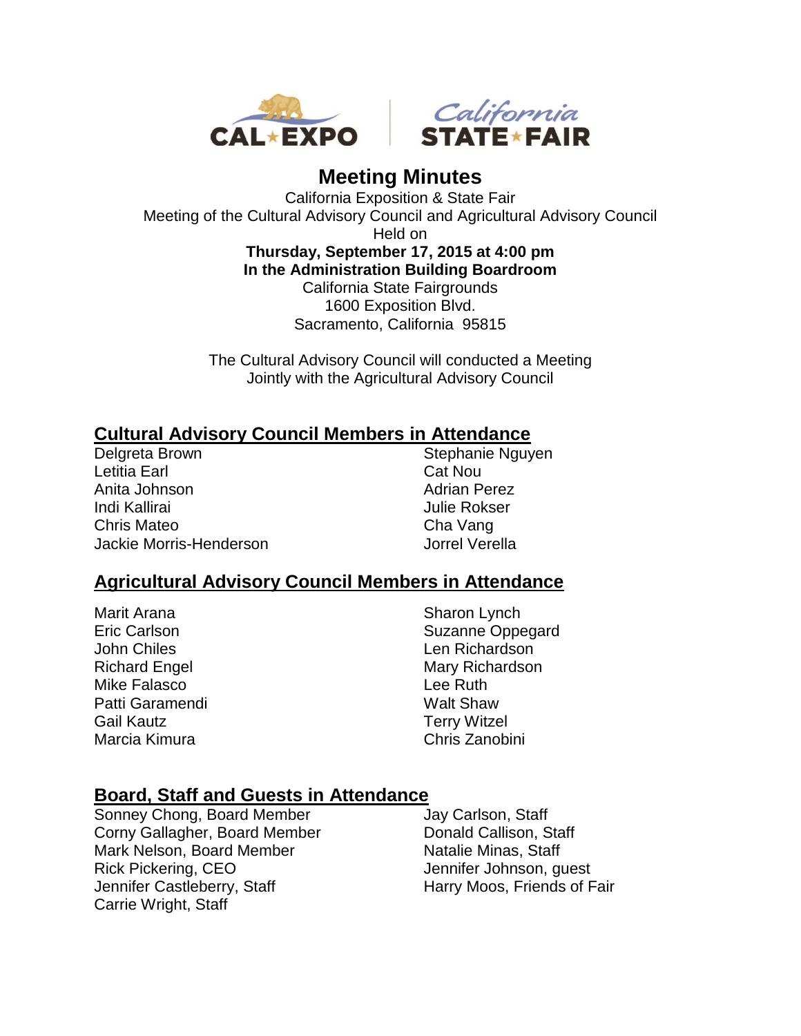# Meeting Minutes

California Exposition & State Fair
Meeting of the Cultural Advisory Council and Agricultural Advisory Council
Held on
**Thursday, September 17, 2015 at 4:00 pm**
**In the Administration Building Boardroom**
California State Fairgrounds
1600 Exposition Blvd.
Sacramento, California 95815

The Cultural Advisory Council will conducted a Meeting
Jointly with the Agricultural Advisory Council

## Cultural Advisory Council Members in Attendance

Delgreta Brown
Letitia Earl
Anita Johnson
Indi Kallirai
Chris Mateo
Jackie Morris-Henderson
Stephanie Nguyen
Cat Nou
Adrian Perez
Julie Rokser
Cha Vang
Jorrel Verella

## Agricultural Advisory Council Members in Attendance

Marit Arana
Eric Carlson
John Chiles
Richard Engel
Mike Falasco
Patti Garamendi
Gail Kautz
Marcia Kimura
Sharon Lynch
Suzanne Oppegard
Len Richardson
Mary Richardson
Lee Ruth
Walt Shaw
Terry Witzel
Chris Zanobini

## Board, Staff and Guests in Attendance

Sonney Chong, Board Member
Corny Gallagher, Board Member
Mark Nelson, Board Member
Rick Pickering, CEO
Jennifer Castleberry, Staff
Carrie Wright, Staff
Jay Carlson, Staff
Donald Callison, Staff
Natalie Minas, Staff
Jennifer Johnson, guest
Harry Moos, Friends of Fair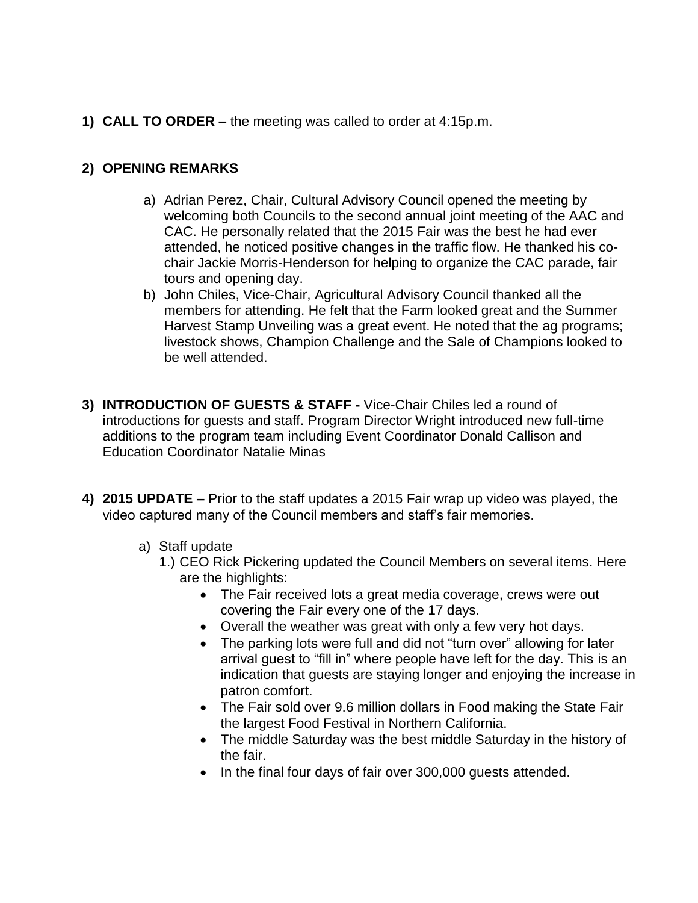**1) CALL TO ORDER –** the meeting was called to order at 4:15p.m.

**2) OPENING REMARKS**

a) Adrian Perez, Chair, Cultural Advisory Council opened the meeting by welcoming both Councils to the second annual joint meeting of the AAC and CAC. He personally related that the 2015 Fair was the best he had ever attended, he noticed positive changes in the traffic flow. He thanked his co-chair Jackie Morris-Henderson for helping to organize the CAC parade, fair tours and opening day.

b) John Chiles, Vice-Chair, Agricultural Advisory Council thanked all the members for attending. He felt that the Farm looked great and the Summer Harvest Stamp Unveiling was a great event. He noted that the ag programs; livestock shows, Champion Challenge and the Sale of Champions looked to be well attended.

**3) INTRODUCTION OF GUESTS & STAFF -** Vice-Chair Chiles led a round of introductions for guests and staff. Program Director Wright introduced new full-time additions to the program team including Event Coordinator Donald Callison and Education Coordinator Natalie Minas

**4) 2015 UPDATE –** Prior to the staff updates a 2015 Fair wrap up video was played, the video captured many of the Council members and staff's fair memories.

a) Staff update

1.) CEO Rick Pickering updated the Council Members on several items. Here are the highlights:

- The Fair received lots a great media coverage, crews were out covering the Fair every one of the 17 days.
- Overall the weather was great with only a few very hot days.
- The parking lots were full and did not "turn over" allowing for later arrival guest to "fill in" where people have left for the day. This is an indication that guests are staying longer and enjoying the increase in patron comfort.
- The Fair sold over 9.6 million dollars in Food making the State Fair the largest Food Festival in Northern California.
- The middle Saturday was the best middle Saturday in the history of the fair.
- In the final four days of fair over 300,000 guests attended.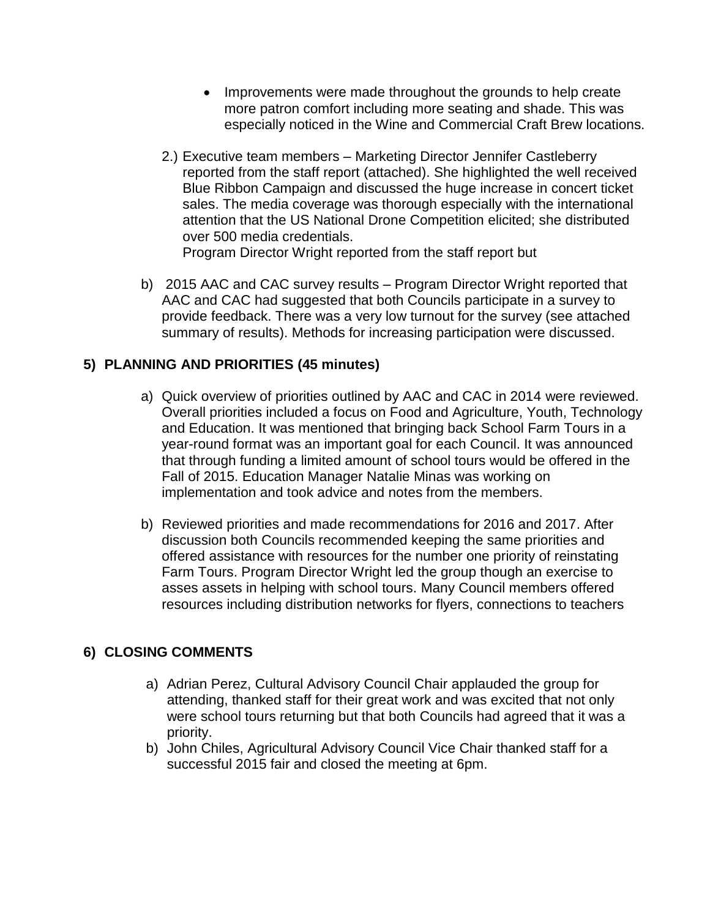- Improvements were made throughout the grounds to help create more patron comfort including more seating and shade. This was especially noticed in the Wine and Commercial Craft Brew locations.

2.) Executive team members – Marketing Director Jennifer Castleberry reported from the staff report (attached). She highlighted the well received Blue Ribbon Campaign and discussed the huge increase in concert ticket sales. The media coverage was thorough especially with the international attention that the US National Drone Competition elicited; she distributed over 500 media credentials.
Program Director Wright reported from the staff report but

b) 2015 AAC and CAC survey results – Program Director Wright reported that AAC and CAC had suggested that both Councils participate in a survey to provide feedback. There was a very low turnout for the survey (see attached summary of results). Methods for increasing participation were discussed.

## 5) PLANNING AND PRIORITIES (45 minutes)

a) Quick overview of priorities outlined by AAC and CAC in 2014 were reviewed. Overall priorities included a focus on Food and Agriculture, Youth, Technology and Education. It was mentioned that bringing back School Farm Tours in a year-round format was an important goal for each Council. It was announced that through funding a limited amount of school tours would be offered in the Fall of 2015. Education Manager Natalie Minas was working on implementation and took advice and notes from the members.

b) Reviewed priorities and made recommendations for 2016 and 2017. After discussion both Councils recommended keeping the same priorities and offered assistance with resources for the number one priority of reinstating Farm Tours. Program Director Wright led the group though an exercise to asses assets in helping with school tours. Many Council members offered resources including distribution networks for flyers, connections to teachers

## 6) CLOSING COMMENTS

a) Adrian Perez, Cultural Advisory Council Chair applauded the group for attending, thanked staff for their great work and was excited that not only were school tours returning but that both Councils had agreed that it was a priority.

b) John Chiles, Agricultural Advisory Council Vice Chair thanked staff for a successful 2015 fair and closed the meeting at 6pm.